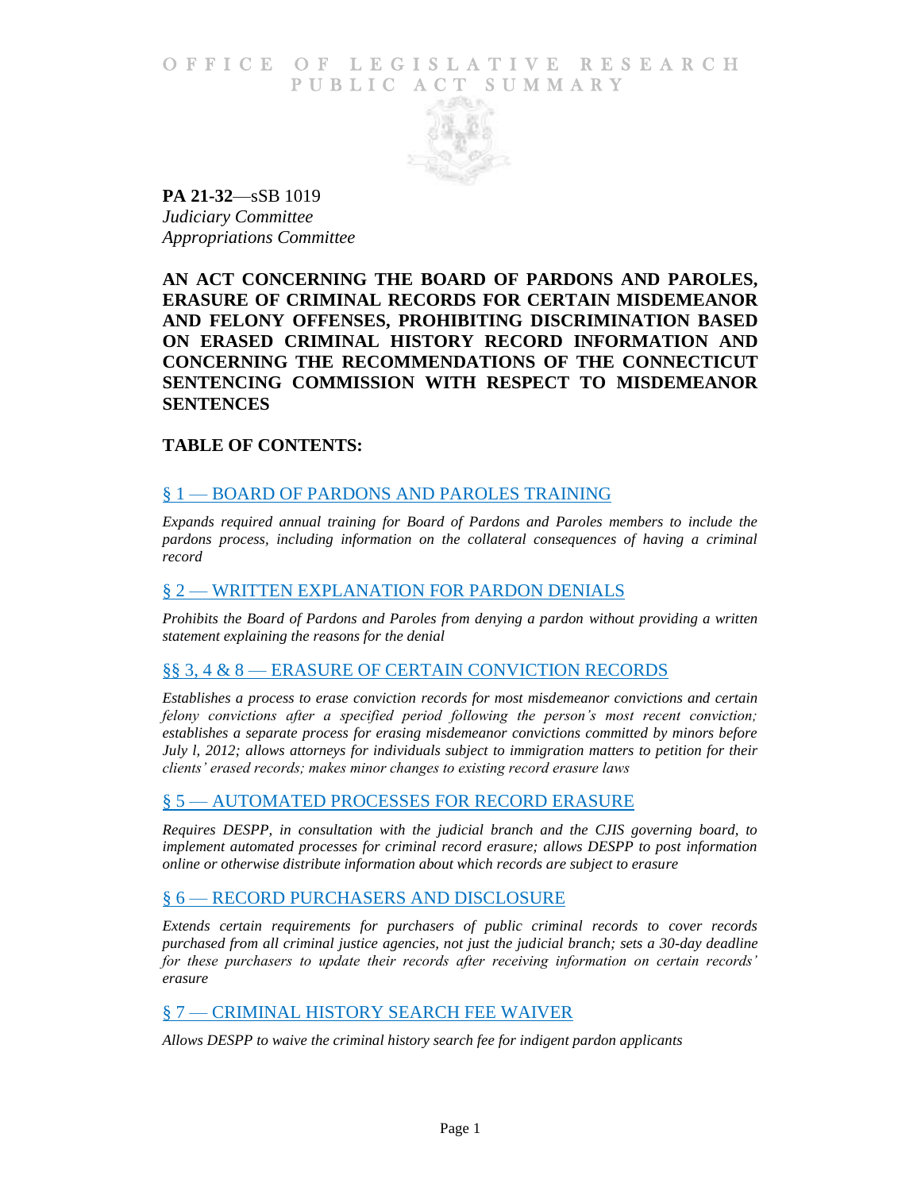# OFFICE OF LEGISLATIVE RESEARCH PUBLIC ACT SUMMARY

**PA 21-32**—sSB 1019
*Judiciary Committee*
*Appropriations Committee*

## AN ACT CONCERNING THE BOARD OF PARDONS AND PAROLES, ERASURE OF CRIMINAL RECORDS FOR CERTAIN MISDEMEANOR AND FELONY OFFENSES, PROHIBITING DISCRIMINATION BASED ON ERASED CRIMINAL HISTORY RECORD INFORMATION AND CONCERNING THE RECOMMENDATIONS OF THE CONNECTICUT SENTENCING COMMISSION WITH RESPECT TO MISDEMEANOR SENTENCES

## TABLE OF CONTENTS:

### § 1 — BOARD OF PARDONS AND PAROLES TRAINING

*Expands required annual training for Board of Pardons and Paroles members to include the pardons process, including information on the collateral consequences of having a criminal record*

### § 2 — WRITTEN EXPLANATION FOR PARDON DENIALS

*Prohibits the Board of Pardons and Paroles from denying a pardon without providing a written statement explaining the reasons for the denial*

### §§ 3, 4 & 8 — ERASURE OF CERTAIN CONVICTION RECORDS

*Establishes a process to erase conviction records for most misdemeanor convictions and certain felony convictions after a specified period following the person's most recent conviction; establishes a separate process for erasing misdemeanor convictions committed by minors before July l, 2012; allows attorneys for individuals subject to immigration matters to petition for their clients' erased records; makes minor changes to existing record erasure laws*

### § 5 — AUTOMATED PROCESSES FOR RECORD ERASURE

*Requires DESPP, in consultation with the judicial branch and the CJIS governing board, to implement automated processes for criminal record erasure; allows DESPP to post information online or otherwise distribute information about which records are subject to erasure*

### § 6 — RECORD PURCHASERS AND DISCLOSURE

*Extends certain requirements for purchasers of public criminal records to cover records purchased from all criminal justice agencies, not just the judicial branch; sets a 30-day deadline for these purchasers to update their records after receiving information on certain records' erasure*

### § 7 — CRIMINAL HISTORY SEARCH FEE WAIVER

*Allows DESPP to waive the criminal history search fee for indigent pardon applicants*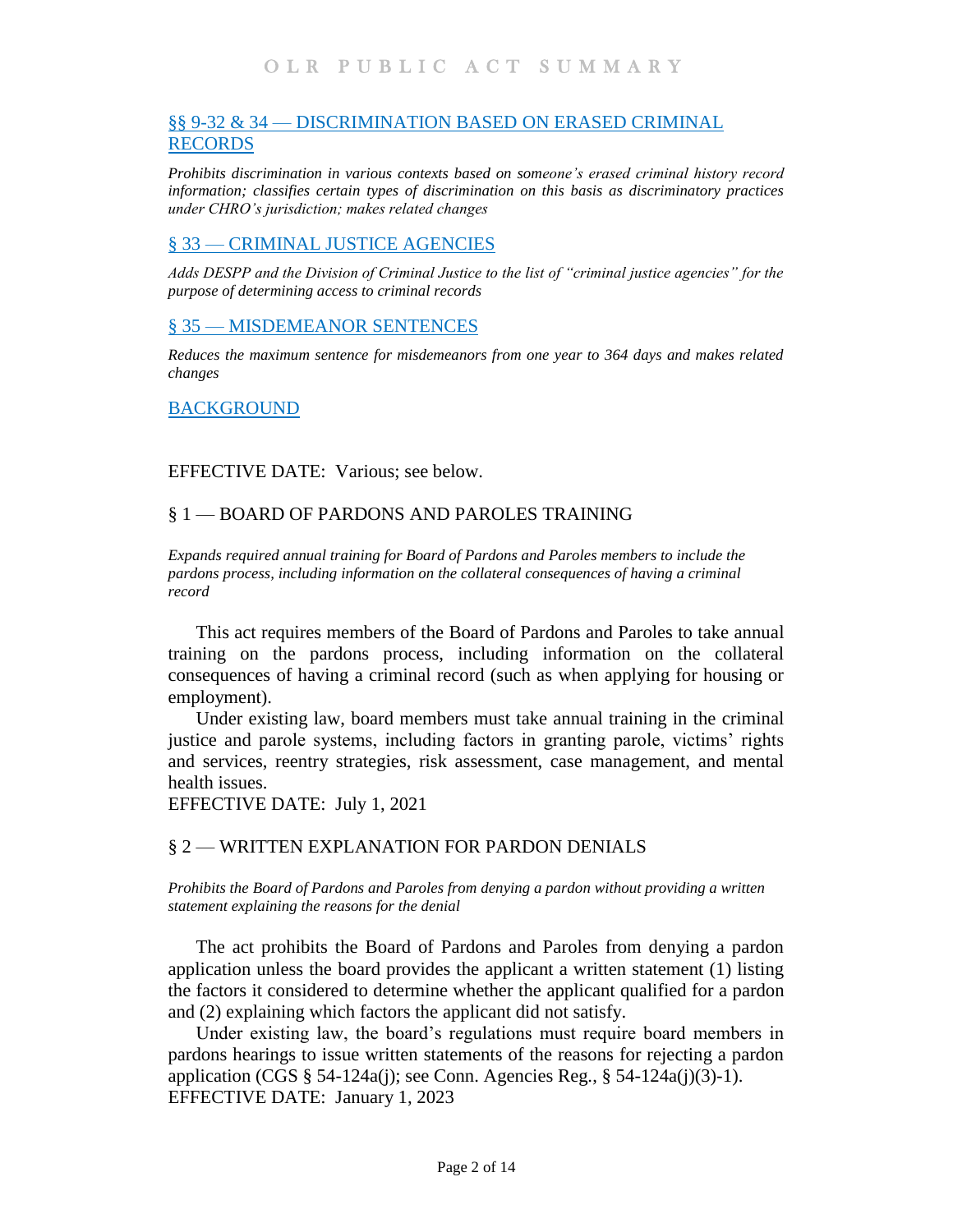[§§ 9-32 & 34 — DISCRIMINATION BASED ON ERASED CRIMINAL RECORDS]

*Prohibits discrimination in various contexts based on someone's erased criminal history record information; classifies certain types of discrimination on this basis as discriminatory practices under CHRO's jurisdiction; makes related changes*

[§ 33 — CRIMINAL JUSTICE AGENCIES]

*Adds DESPP and the Division of Criminal Justice to the list of "criminal justice agencies" for the purpose of determining access to criminal records*

[§ 35 — MISDEMEANOR SENTENCES]

*Reduces the maximum sentence for misdemeanors from one year to 364 days and makes related changes*

[BACKGROUND]

EFFECTIVE DATE: Various; see below.

## § 1 — BOARD OF PARDONS AND PAROLES TRAINING

*Expands required annual training for Board of Pardons and Paroles members to include the pardons process, including information on the collateral consequences of having a criminal record*

This act requires members of the Board of Pardons and Paroles to take annual training on the pardons process, including information on the collateral consequences of having a criminal record (such as when applying for housing or employment).

Under existing law, board members must take annual training in the criminal justice and parole systems, including factors in granting parole, victims' rights and services, reentry strategies, risk assessment, case management, and mental health issues.

EFFECTIVE DATE: July 1, 2021

## § 2 — WRITTEN EXPLANATION FOR PARDON DENIALS

*Prohibits the Board of Pardons and Paroles from denying a pardon without providing a written statement explaining the reasons for the denial*

The act prohibits the Board of Pardons and Paroles from denying a pardon application unless the board provides the applicant a written statement (1) listing the factors it considered to determine whether the applicant qualified for a pardon and (2) explaining which factors the applicant did not satisfy.

Under existing law, the board's regulations must require board members in pardons hearings to issue written statements of the reasons for rejecting a pardon application (CGS § 54-124a(j); see Conn. Agencies Reg., § 54-124a(j)(3)-1).

EFFECTIVE DATE: January 1, 2023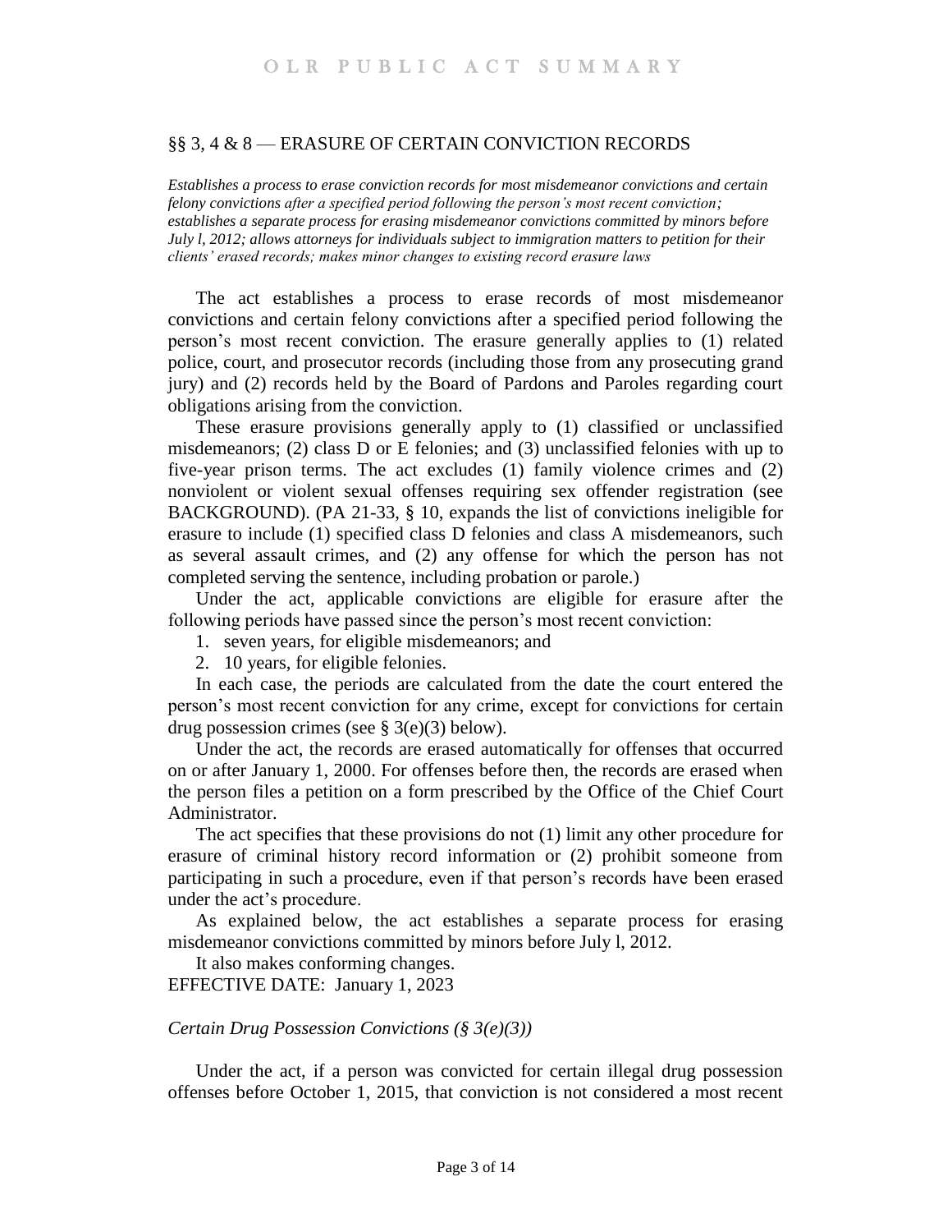## §§ 3, 4 & 8 — ERASURE OF CERTAIN CONVICTION RECORDS

*Establishes a process to erase conviction records for most misdemeanor convictions and certain felony convictions after a specified period following the person's most recent conviction; establishes a separate process for erasing misdemeanor convictions committed by minors before July l, 2012; allows attorneys for individuals subject to immigration matters to petition for their clients' erased records; makes minor changes to existing record erasure laws*

The act establishes a process to erase records of most misdemeanor convictions and certain felony convictions after a specified period following the person's most recent conviction. The erasure generally applies to (1) related police, court, and prosecutor records (including those from any prosecuting grand jury) and (2) records held by the Board of Pardons and Paroles regarding court obligations arising from the conviction.

These erasure provisions generally apply to (1) classified or unclassified misdemeanors; (2) class D or E felonies; and (3) unclassified felonies with up to five-year prison terms. The act excludes (1) family violence crimes and (2) nonviolent or violent sexual offenses requiring sex offender registration (see BACKGROUND). (PA 21-33, § 10, expands the list of convictions ineligible for erasure to include (1) specified class D felonies and class A misdemeanors, such as several assault crimes, and (2) any offense for which the person has not completed serving the sentence, including probation or parole.)

Under the act, applicable convictions are eligible for erasure after the following periods have passed since the person's most recent conviction:

1. seven years, for eligible misdemeanors; and
2. 10 years, for eligible felonies.

In each case, the periods are calculated from the date the court entered the person's most recent conviction for any crime, except for convictions for certain drug possession crimes (see § 3(e)(3) below).

Under the act, the records are erased automatically for offenses that occurred on or after January 1, 2000. For offenses before then, the records are erased when the person files a petition on a form prescribed by the Office of the Chief Court Administrator.

The act specifies that these provisions do not (1) limit any other procedure for erasure of criminal history record information or (2) prohibit someone from participating in such a procedure, even if that person's records have been erased under the act's procedure.

As explained below, the act establishes a separate process for erasing misdemeanor convictions committed by minors before July l, 2012.

It also makes conforming changes.

EFFECTIVE DATE: January 1, 2023

### *Certain Drug Possession Convictions (§ 3(e)(3))*

Under the act, if a person was convicted for certain illegal drug possession offenses before October 1, 2015, that conviction is not considered a most recent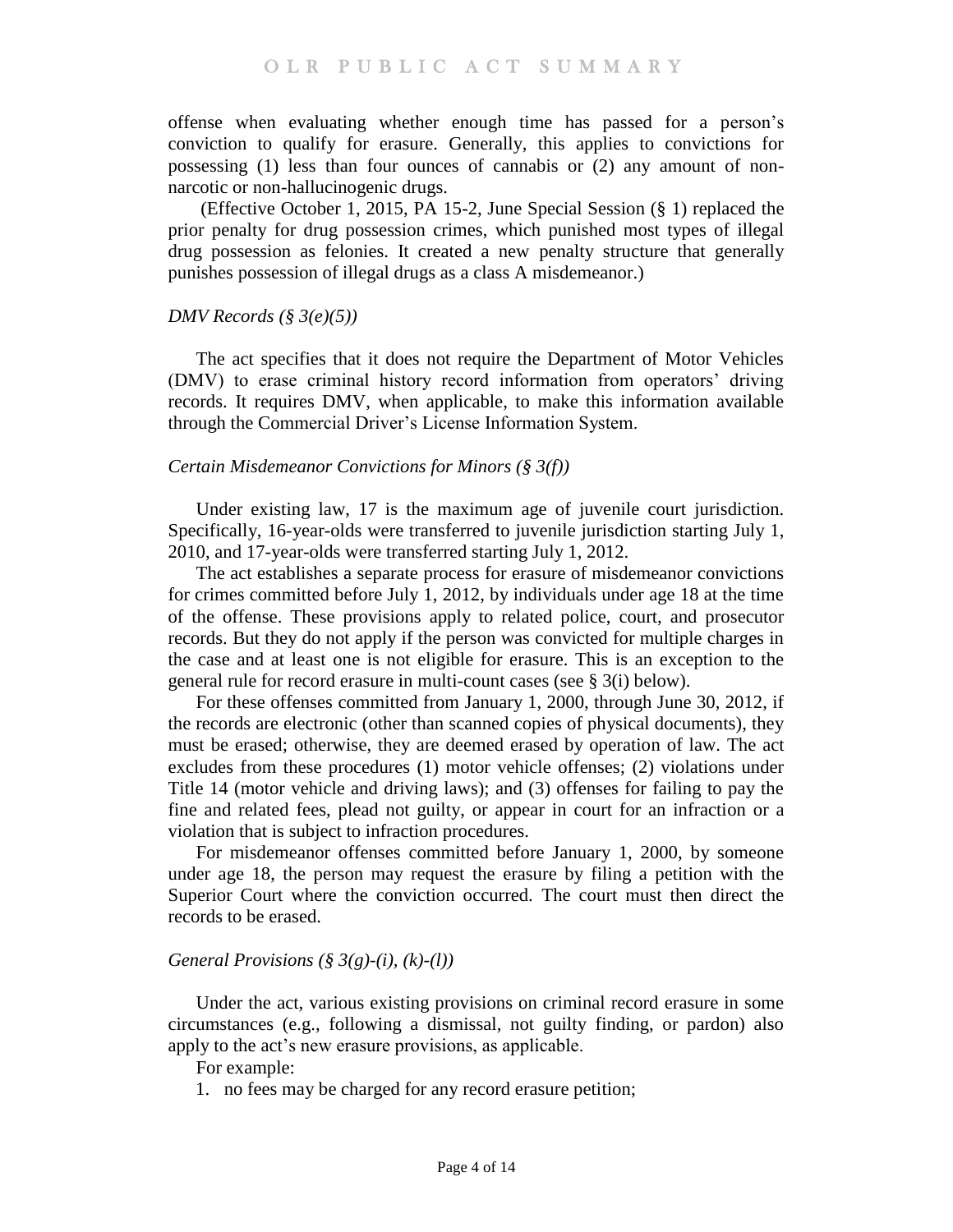offense when evaluating whether enough time has passed for a person's conviction to qualify for erasure. Generally, this applies to convictions for possessing (1) less than four ounces of cannabis or (2) any amount of non-narcotic or non-hallucinogenic drugs.

(Effective October 1, 2015, PA 15-2, June Special Session (§ 1) replaced the prior penalty for drug possession crimes, which punished most types of illegal drug possession as felonies. It created a new penalty structure that generally punishes possession of illegal drugs as a class A misdemeanor.)

*DMV Records (§ 3(e)(5))*

The act specifies that it does not require the Department of Motor Vehicles (DMV) to erase criminal history record information from operators' driving records. It requires DMV, when applicable, to make this information available through the Commercial Driver's License Information System.

*Certain Misdemeanor Convictions for Minors (§ 3(f))*

Under existing law, 17 is the maximum age of juvenile court jurisdiction. Specifically, 16-year-olds were transferred to juvenile jurisdiction starting July 1, 2010, and 17-year-olds were transferred starting July 1, 2012.

The act establishes a separate process for erasure of misdemeanor convictions for crimes committed before July 1, 2012, by individuals under age 18 at the time of the offense. These provisions apply to related police, court, and prosecutor records. But they do not apply if the person was convicted for multiple charges in the case and at least one is not eligible for erasure. This is an exception to the general rule for record erasure in multi-count cases (see § 3(i) below).

For these offenses committed from January 1, 2000, through June 30, 2012, if the records are electronic (other than scanned copies of physical documents), they must be erased; otherwise, they are deemed erased by operation of law. The act excludes from these procedures (1) motor vehicle offenses; (2) violations under Title 14 (motor vehicle and driving laws); and (3) offenses for failing to pay the fine and related fees, plead not guilty, or appear in court for an infraction or a violation that is subject to infraction procedures.

For misdemeanor offenses committed before January 1, 2000, by someone under age 18, the person may request the erasure by filing a petition with the Superior Court where the conviction occurred. The court must then direct the records to be erased.

*General Provisions (§ 3(g)-(i), (k)-(l))*

Under the act, various existing provisions on criminal record erasure in some circumstances (e.g., following a dismissal, not guilty finding, or pardon) also apply to the act's new erasure provisions, as applicable.

For example:

1. no fees may be charged for any record erasure petition;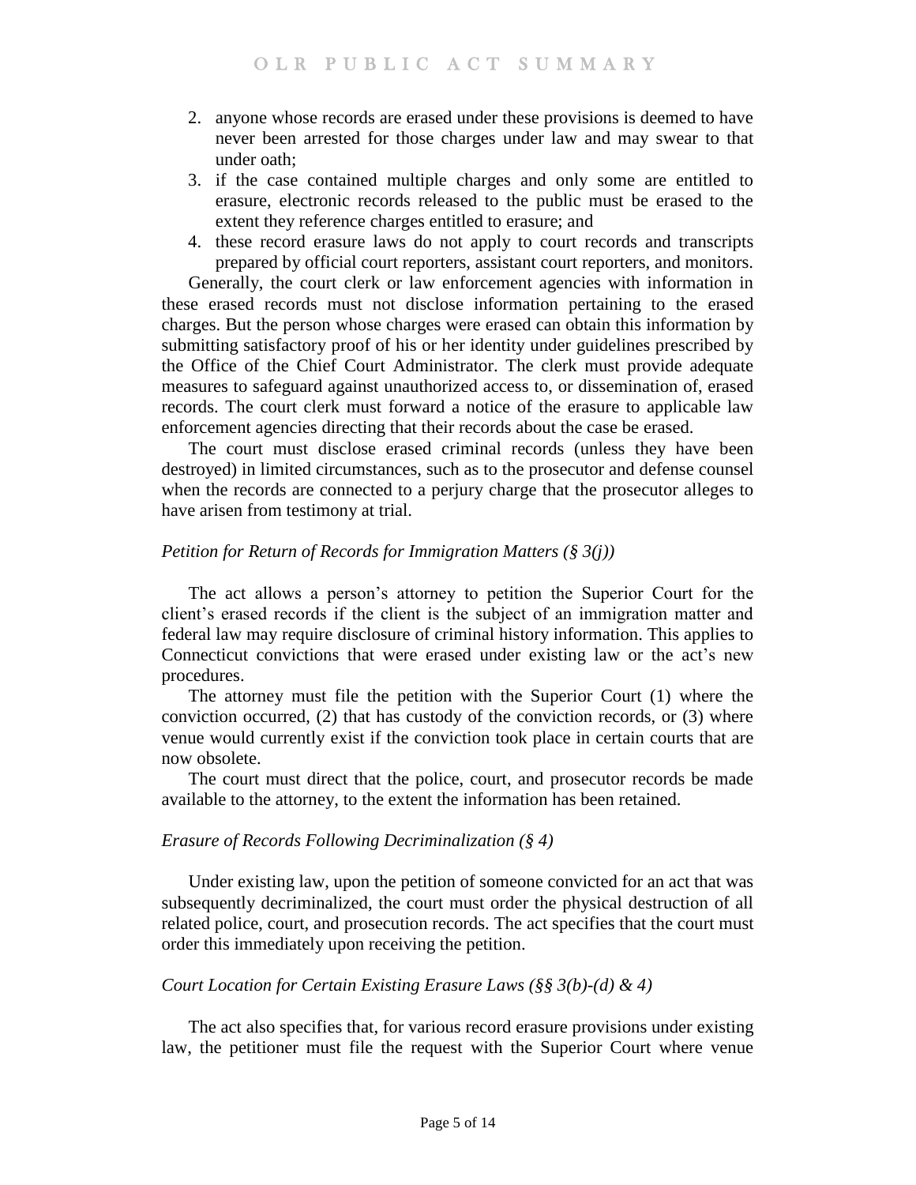2. anyone whose records are erased under these provisions is deemed to have never been arrested for those charges under law and may swear to that under oath;
3. if the case contained multiple charges and only some are entitled to erasure, electronic records released to the public must be erased to the extent they reference charges entitled to erasure; and
4. these record erasure laws do not apply to court records and transcripts prepared by official court reporters, assistant court reporters, and monitors.

Generally, the court clerk or law enforcement agencies with information in these erased records must not disclose information pertaining to the erased charges. But the person whose charges were erased can obtain this information by submitting satisfactory proof of his or her identity under guidelines prescribed by the Office of the Chief Court Administrator. The clerk must provide adequate measures to safeguard against unauthorized access to, or dissemination of, erased records. The court clerk must forward a notice of the erasure to applicable law enforcement agencies directing that their records about the case be erased.

The court must disclose erased criminal records (unless they have been destroyed) in limited circumstances, such as to the prosecutor and defense counsel when the records are connected to a perjury charge that the prosecutor alleges to have arisen from testimony at trial.

*Petition for Return of Records for Immigration Matters (§ 3(j))*

The act allows a person's attorney to petition the Superior Court for the client's erased records if the client is the subject of an immigration matter and federal law may require disclosure of criminal history information. This applies to Connecticut convictions that were erased under existing law or the act's new procedures.

The attorney must file the petition with the Superior Court (1) where the conviction occurred, (2) that has custody of the conviction records, or (3) where venue would currently exist if the conviction took place in certain courts that are now obsolete.

The court must direct that the police, court, and prosecutor records be made available to the attorney, to the extent the information has been retained.

*Erasure of Records Following Decriminalization (§ 4)*

Under existing law, upon the petition of someone convicted for an act that was subsequently decriminalized, the court must order the physical destruction of all related police, court, and prosecution records. The act specifies that the court must order this immediately upon receiving the petition.

*Court Location for Certain Existing Erasure Laws (§§ 3(b)-(d) & 4)*

The act also specifies that, for various record erasure provisions under existing law, the petitioner must file the request with the Superior Court where venue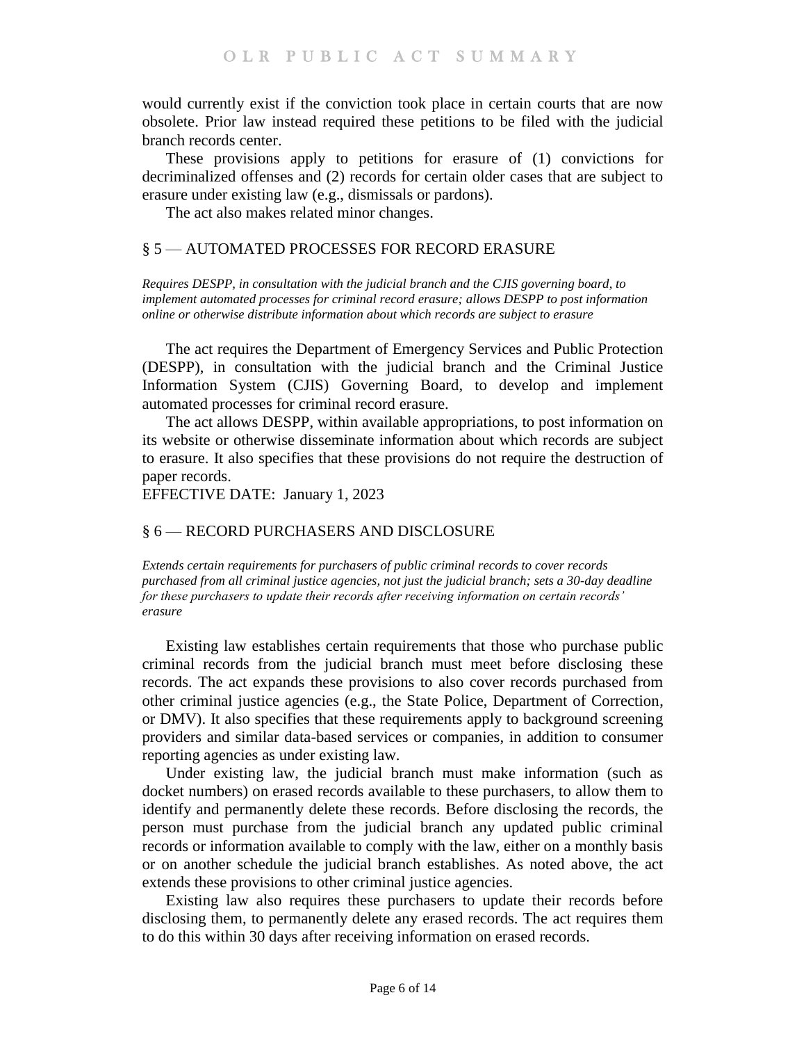would currently exist if the conviction took place in certain courts that are now obsolete. Prior law instead required these petitions to be filed with the judicial branch records center.

These provisions apply to petitions for erasure of (1) convictions for decriminalized offenses and (2) records for certain older cases that are subject to erasure under existing law (e.g., dismissals or pardons).

The act also makes related minor changes.

## § 5 — AUTOMATED PROCESSES FOR RECORD ERASURE

*Requires DESPP, in consultation with the judicial branch and the CJIS governing board, to implement automated processes for criminal record erasure; allows DESPP to post information online or otherwise distribute information about which records are subject to erasure*

The act requires the Department of Emergency Services and Public Protection (DESPP), in consultation with the judicial branch and the Criminal Justice Information System (CJIS) Governing Board, to develop and implement automated processes for criminal record erasure.

The act allows DESPP, within available appropriations, to post information on its website or otherwise disseminate information about which records are subject to erasure. It also specifies that these provisions do not require the destruction of paper records.

EFFECTIVE DATE: January 1, 2023

## § 6 — RECORD PURCHASERS AND DISCLOSURE

*Extends certain requirements for purchasers of public criminal records to cover records purchased from all criminal justice agencies, not just the judicial branch; sets a 30-day deadline for these purchasers to update their records after receiving information on certain records' erasure*

Existing law establishes certain requirements that those who purchase public criminal records from the judicial branch must meet before disclosing these records. The act expands these provisions to also cover records purchased from other criminal justice agencies (e.g., the State Police, Department of Correction, or DMV). It also specifies that these requirements apply to background screening providers and similar data-based services or companies, in addition to consumer reporting agencies as under existing law.

Under existing law, the judicial branch must make information (such as docket numbers) on erased records available to these purchasers, to allow them to identify and permanently delete these records. Before disclosing the records, the person must purchase from the judicial branch any updated public criminal records or information available to comply with the law, either on a monthly basis or on another schedule the judicial branch establishes. As noted above, the act extends these provisions to other criminal justice agencies.

Existing law also requires these purchasers to update their records before disclosing them, to permanently delete any erased records. The act requires them to do this within 30 days after receiving information on erased records.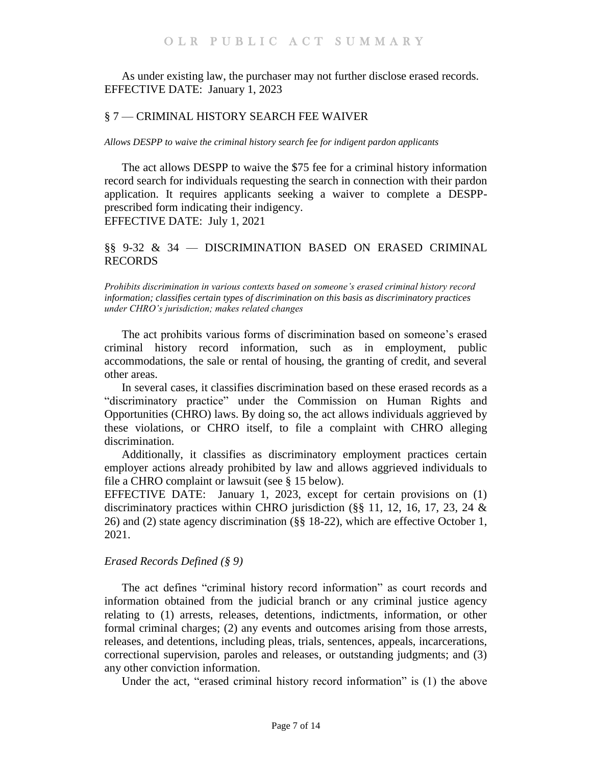As under existing law, the purchaser may not further disclose erased records.
EFFECTIVE DATE: January 1, 2023

## § 7 — CRIMINAL HISTORY SEARCH FEE WAIVER

*Allows DESPP to waive the criminal history search fee for indigent pardon applicants*

The act allows DESPP to waive the $75 fee for a criminal history information record search for individuals requesting the search in connection with their pardon application. It requires applicants seeking a waiver to complete a DESPP-prescribed form indicating their indigency.
EFFECTIVE DATE: July 1, 2021

## §§ 9-32 & 34 — DISCRIMINATION BASED ON ERASED CRIMINAL RECORDS

*Prohibits discrimination in various contexts based on someone's erased criminal history record information; classifies certain types of discrimination on this basis as discriminatory practices under CHRO's jurisdiction; makes related changes*

The act prohibits various forms of discrimination based on someone's erased criminal history record information, such as in employment, public accommodations, the sale or rental of housing, the granting of credit, and several other areas.

In several cases, it classifies discrimination based on these erased records as a "discriminatory practice" under the Commission on Human Rights and Opportunities (CHRO) laws. By doing so, the act allows individuals aggrieved by these violations, or CHRO itself, to file a complaint with CHRO alleging discrimination.

Additionally, it classifies as discriminatory employment practices certain employer actions already prohibited by law and allows aggrieved individuals to file a CHRO complaint or lawsuit (see § 15 below).
EFFECTIVE DATE: January 1, 2023, except for certain provisions on (1) discriminatory practices within CHRO jurisdiction (§§ 11, 12, 16, 17, 23, 24 & 26) and (2) state agency discrimination (§§ 18-22), which are effective October 1, 2021.

### *Erased Records Defined (§ 9)*

The act defines "criminal history record information" as court records and information obtained from the judicial branch or any criminal justice agency relating to (1) arrests, releases, detentions, indictments, information, or other formal criminal charges; (2) any events and outcomes arising from those arrests, releases, and detentions, including pleas, trials, sentences, appeals, incarcerations, correctional supervision, paroles and releases, or outstanding judgments; and (3) any other conviction information.

Under the act, "erased criminal history record information" is (1) the above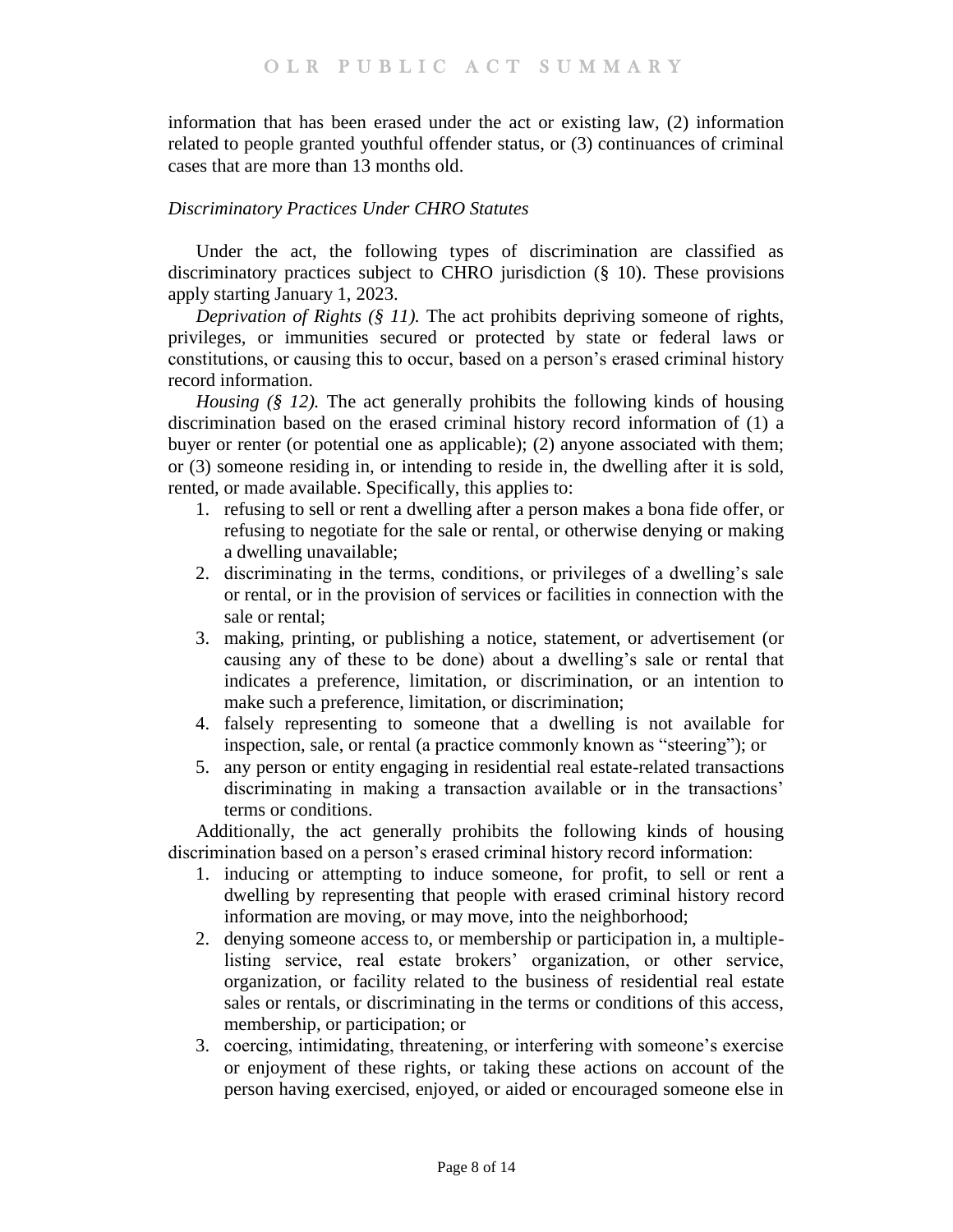information that has been erased under the act or existing law, (2) information related to people granted youthful offender status, or (3) continuances of criminal cases that are more than 13 months old.

*Discriminatory Practices Under CHRO Statutes*

Under the act, the following types of discrimination are classified as discriminatory practices subject to CHRO jurisdiction (§ 10). These provisions apply starting January 1, 2023.

*Deprivation of Rights (§ 11).* The act prohibits depriving someone of rights, privileges, or immunities secured or protected by state or federal laws or constitutions, or causing this to occur, based on a person's erased criminal history record information.

*Housing (§ 12).* The act generally prohibits the following kinds of housing discrimination based on the erased criminal history record information of (1) a buyer or renter (or potential one as applicable); (2) anyone associated with them; or (3) someone residing in, or intending to reside in, the dwelling after it is sold, rented, or made available. Specifically, this applies to:

1. refusing to sell or rent a dwelling after a person makes a bona fide offer, or refusing to negotiate for the sale or rental, or otherwise denying or making a dwelling unavailable;
2. discriminating in the terms, conditions, or privileges of a dwelling's sale or rental, or in the provision of services or facilities in connection with the sale or rental;
3. making, printing, or publishing a notice, statement, or advertisement (or causing any of these to be done) about a dwelling's sale or rental that indicates a preference, limitation, or discrimination, or an intention to make such a preference, limitation, or discrimination;
4. falsely representing to someone that a dwelling is not available for inspection, sale, or rental (a practice commonly known as "steering"); or
5. any person or entity engaging in residential real estate-related transactions discriminating in making a transaction available or in the transactions' terms or conditions.

Additionally, the act generally prohibits the following kinds of housing discrimination based on a person's erased criminal history record information:

1. inducing or attempting to induce someone, for profit, to sell or rent a dwelling by representing that people with erased criminal history record information are moving, or may move, into the neighborhood;
2. denying someone access to, or membership or participation in, a multiple-listing service, real estate brokers' organization, or other service, organization, or facility related to the business of residential real estate sales or rentals, or discriminating in the terms or conditions of this access, membership, or participation; or
3. coercing, intimidating, threatening, or interfering with someone's exercise or enjoyment of these rights, or taking these actions on account of the person having exercised, enjoyed, or aided or encouraged someone else in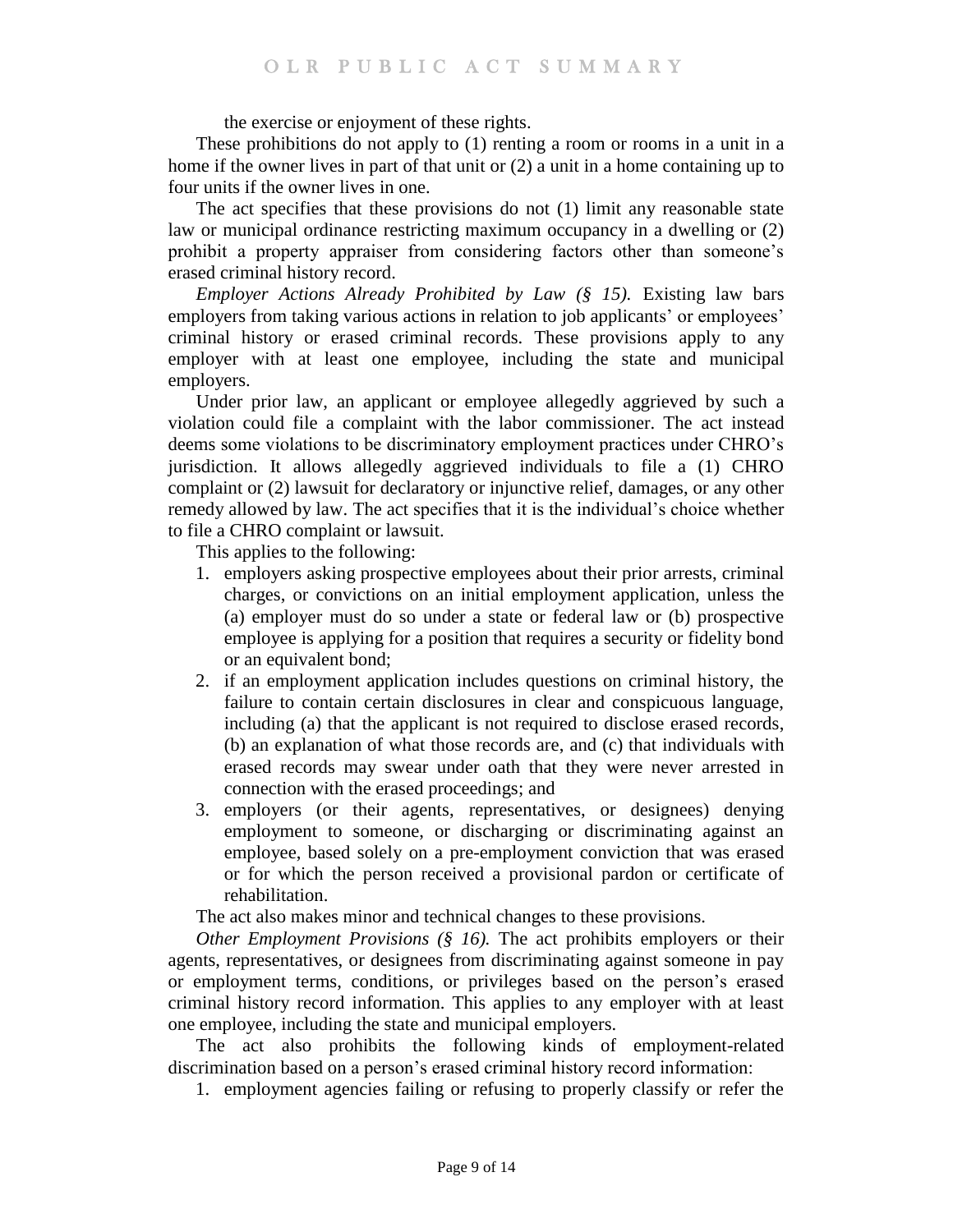the exercise or enjoyment of these rights.

These prohibitions do not apply to (1) renting a room or rooms in a unit in a home if the owner lives in part of that unit or (2) a unit in a home containing up to four units if the owner lives in one.

The act specifies that these provisions do not (1) limit any reasonable state law or municipal ordinance restricting maximum occupancy in a dwelling or (2) prohibit a property appraiser from considering factors other than someone's erased criminal history record.

*Employer Actions Already Prohibited by Law (§ 15).* Existing law bars employers from taking various actions in relation to job applicants' or employees' criminal history or erased criminal records. These provisions apply to any employer with at least one employee, including the state and municipal employers.

Under prior law, an applicant or employee allegedly aggrieved by such a violation could file a complaint with the labor commissioner. The act instead deems some violations to be discriminatory employment practices under CHRO's jurisdiction. It allows allegedly aggrieved individuals to file a (1) CHRO complaint or (2) lawsuit for declaratory or injunctive relief, damages, or any other remedy allowed by law. The act specifies that it is the individual's choice whether to file a CHRO complaint or lawsuit.

This applies to the following:

1. employers asking prospective employees about their prior arrests, criminal charges, or convictions on an initial employment application, unless the (a) employer must do so under a state or federal law or (b) prospective employee is applying for a position that requires a security or fidelity bond or an equivalent bond;
2. if an employment application includes questions on criminal history, the failure to contain certain disclosures in clear and conspicuous language, including (a) that the applicant is not required to disclose erased records, (b) an explanation of what those records are, and (c) that individuals with erased records may swear under oath that they were never arrested in connection with the erased proceedings; and
3. employers (or their agents, representatives, or designees) denying employment to someone, or discharging or discriminating against an employee, based solely on a pre-employment conviction that was erased or for which the person received a provisional pardon or certificate of rehabilitation.

The act also makes minor and technical changes to these provisions.

*Other Employment Provisions (§ 16).* The act prohibits employers or their agents, representatives, or designees from discriminating against someone in pay or employment terms, conditions, or privileges based on the person's erased criminal history record information. This applies to any employer with at least one employee, including the state and municipal employers.

The act also prohibits the following kinds of employment-related discrimination based on a person's erased criminal history record information:

1. employment agencies failing or refusing to properly classify or refer the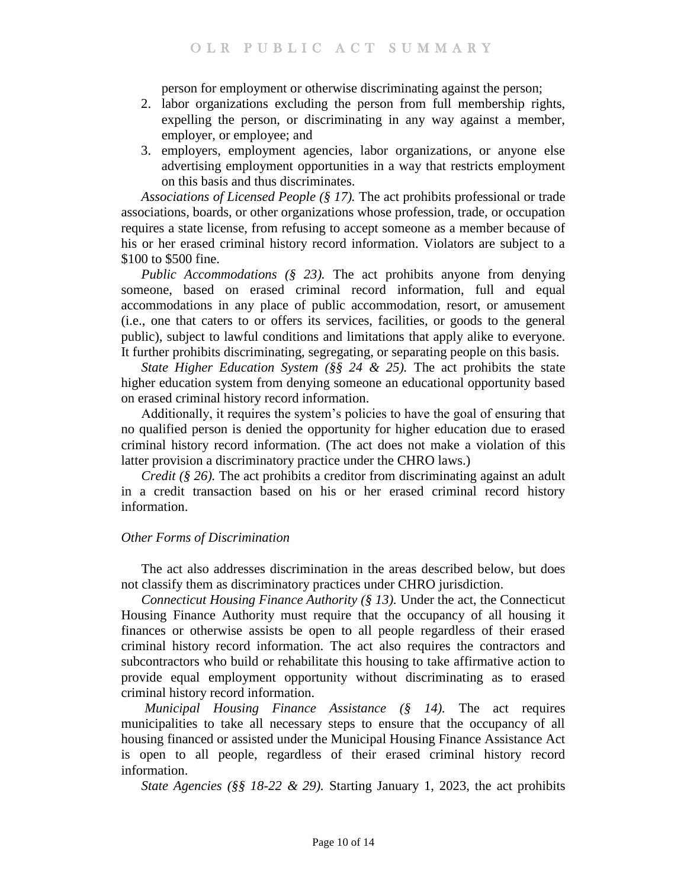person for employment or otherwise discriminating against the person;

2. labor organizations excluding the person from full membership rights, expelling the person, or discriminating in any way against a member, employer, or employee; and
3. employers, employment agencies, labor organizations, or anyone else advertising employment opportunities in a way that restricts employment on this basis and thus discriminates.

*Associations of Licensed People (§ 17).* The act prohibits professional or trade associations, boards, or other organizations whose profession, trade, or occupation requires a state license, from refusing to accept someone as a member because of his or her erased criminal history record information. Violators are subject to a $100 to $500 fine.

*Public Accommodations (§ 23).* The act prohibits anyone from denying someone, based on erased criminal record information, full and equal accommodations in any place of public accommodation, resort, or amusement (i.e., one that caters to or offers its services, facilities, or goods to the general public), subject to lawful conditions and limitations that apply alike to everyone. It further prohibits discriminating, segregating, or separating people on this basis.

*State Higher Education System (§§ 24 & 25).* The act prohibits the state higher education system from denying someone an educational opportunity based on erased criminal history record information.

Additionally, it requires the system's policies to have the goal of ensuring that no qualified person is denied the opportunity for higher education due to erased criminal history record information. (The act does not make a violation of this latter provision a discriminatory practice under the CHRO laws.)

*Credit (§ 26).* The act prohibits a creditor from discriminating against an adult in a credit transaction based on his or her erased criminal record history information.

### *Other Forms of Discrimination*

The act also addresses discrimination in the areas described below, but does not classify them as discriminatory practices under CHRO jurisdiction.

*Connecticut Housing Finance Authority (§ 13).* Under the act, the Connecticut Housing Finance Authority must require that the occupancy of all housing it finances or otherwise assists be open to all people regardless of their erased criminal history record information. The act also requires the contractors and subcontractors who build or rehabilitate this housing to take affirmative action to provide equal employment opportunity without discriminating as to erased criminal history record information.

*Municipal Housing Finance Assistance (§ 14).* The act requires municipalities to take all necessary steps to ensure that the occupancy of all housing financed or assisted under the Municipal Housing Finance Assistance Act is open to all people, regardless of their erased criminal history record information.

*State Agencies (§§ 18-22 & 29).* Starting January 1, 2023, the act prohibits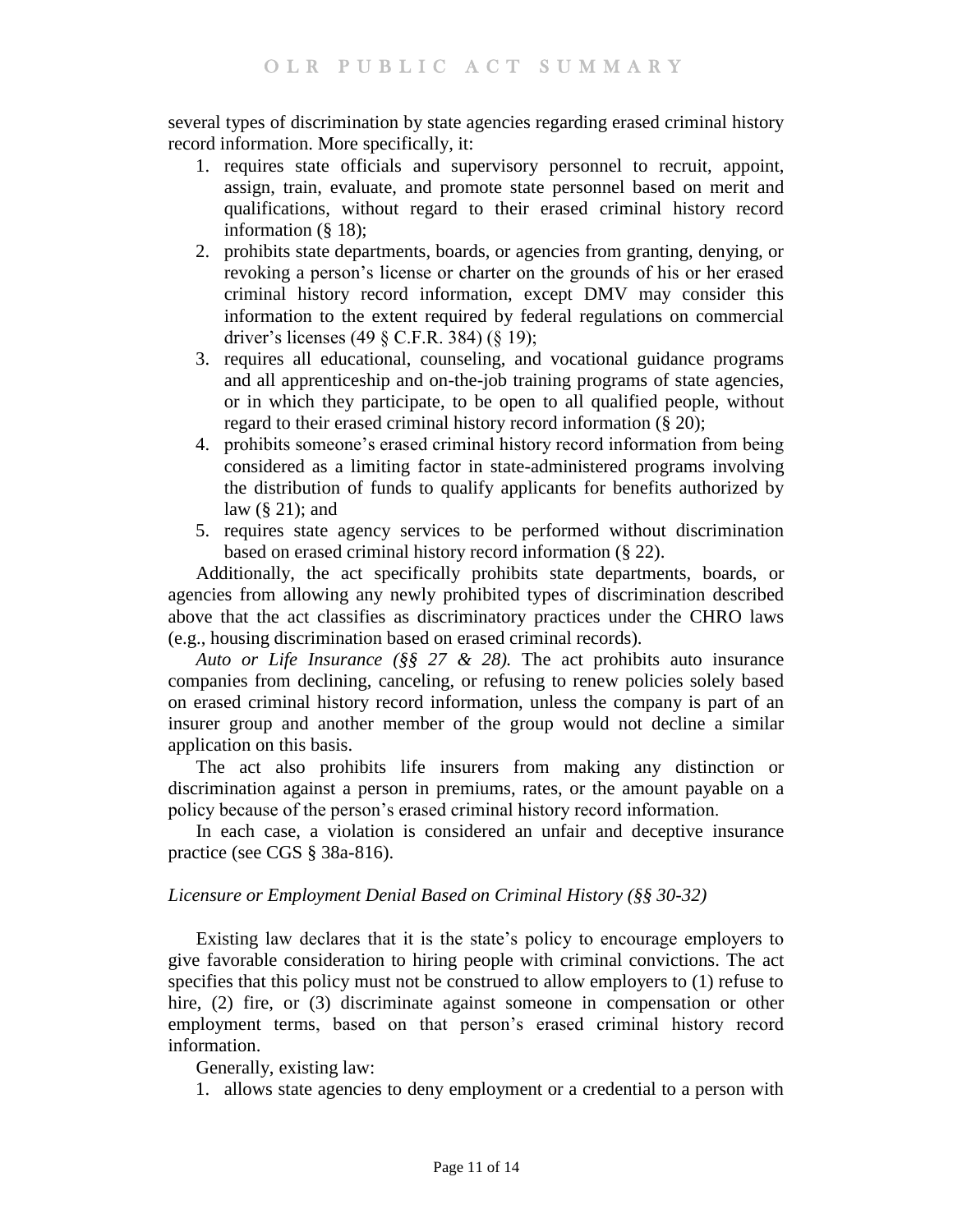several types of discrimination by state agencies regarding erased criminal history record information. More specifically, it:

1. requires state officials and supervisory personnel to recruit, appoint, assign, train, evaluate, and promote state personnel based on merit and qualifications, without regard to their erased criminal history record information (§ 18);
2. prohibits state departments, boards, or agencies from granting, denying, or revoking a person's license or charter on the grounds of his or her erased criminal history record information, except DMV may consider this information to the extent required by federal regulations on commercial driver's licenses (49 § C.F.R. 384) (§ 19);
3. requires all educational, counseling, and vocational guidance programs and all apprenticeship and on-the-job training programs of state agencies, or in which they participate, to be open to all qualified people, without regard to their erased criminal history record information (§ 20);
4. prohibits someone's erased criminal history record information from being considered as a limiting factor in state-administered programs involving the distribution of funds to qualify applicants for benefits authorized by law (§ 21); and
5. requires state agency services to be performed without discrimination based on erased criminal history record information (§ 22).

Additionally, the act specifically prohibits state departments, boards, or agencies from allowing any newly prohibited types of discrimination described above that the act classifies as discriminatory practices under the CHRO laws (e.g., housing discrimination based on erased criminal records).

*Auto or Life Insurance (§§ 27 & 28).* The act prohibits auto insurance companies from declining, canceling, or refusing to renew policies solely based on erased criminal history record information, unless the company is part of an insurer group and another member of the group would not decline a similar application on this basis.

The act also prohibits life insurers from making any distinction or discrimination against a person in premiums, rates, or the amount payable on a policy because of the person's erased criminal history record information.

In each case, a violation is considered an unfair and deceptive insurance practice (see CGS § 38a-816).

*Licensure or Employment Denial Based on Criminal History (§§ 30-32)*

Existing law declares that it is the state's policy to encourage employers to give favorable consideration to hiring people with criminal convictions. The act specifies that this policy must not be construed to allow employers to (1) refuse to hire, (2) fire, or (3) discriminate against someone in compensation or other employment terms, based on that person's erased criminal history record information.

Generally, existing law:

1. allows state agencies to deny employment or a credential to a person with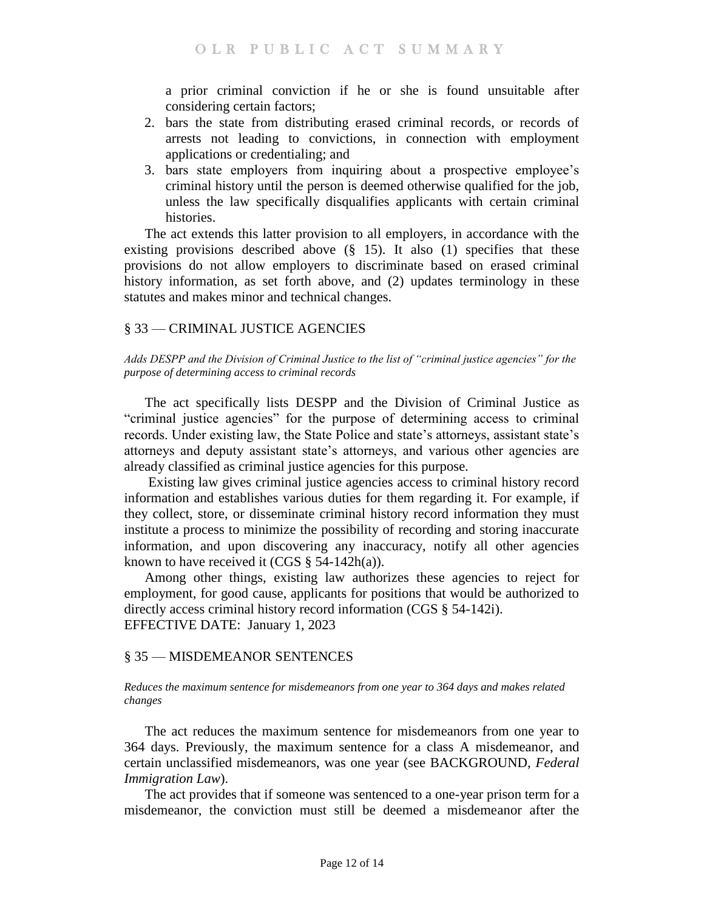a prior criminal conviction if he or she is found unsuitable after considering certain factors;

2. bars the state from distributing erased criminal records, or records of arrests not leading to convictions, in connection with employment applications or credentialing; and
3. bars state employers from inquiring about a prospective employee's criminal history until the person is deemed otherwise qualified for the job, unless the law specifically disqualifies applicants with certain criminal histories.

The act extends this latter provision to all employers, in accordance with the existing provisions described above (§ 15). It also (1) specifies that these provisions do not allow employers to discriminate based on erased criminal history information, as set forth above, and (2) updates terminology in these statutes and makes minor and technical changes.

## § 33 — CRIMINAL JUSTICE AGENCIES

*Adds DESPP and the Division of Criminal Justice to the list of "criminal justice agencies" for the purpose of determining access to criminal records*

The act specifically lists DESPP and the Division of Criminal Justice as "criminal justice agencies" for the purpose of determining access to criminal records. Under existing law, the State Police and state's attorneys, assistant state's attorneys and deputy assistant state's attorneys, and various other agencies are already classified as criminal justice agencies for this purpose.

Existing law gives criminal justice agencies access to criminal history record information and establishes various duties for them regarding it. For example, if they collect, store, or disseminate criminal history record information they must institute a process to minimize the possibility of recording and storing inaccurate information, and upon discovering any inaccuracy, notify all other agencies known to have received it (CGS § 54-142h(a)).

Among other things, existing law authorizes these agencies to reject for employment, for good cause, applicants for positions that would be authorized to directly access criminal history record information (CGS § 54-142i).

EFFECTIVE DATE: January 1, 2023

## § 35 — MISDEMEANOR SENTENCES

*Reduces the maximum sentence for misdemeanors from one year to 364 days and makes related changes*

The act reduces the maximum sentence for misdemeanors from one year to 364 days. Previously, the maximum sentence for a class A misdemeanor, and certain unclassified misdemeanors, was one year (see BACKGROUND, *Federal Immigration Law*).

The act provides that if someone was sentenced to a one-year prison term for a misdemeanor, the conviction must still be deemed a misdemeanor after the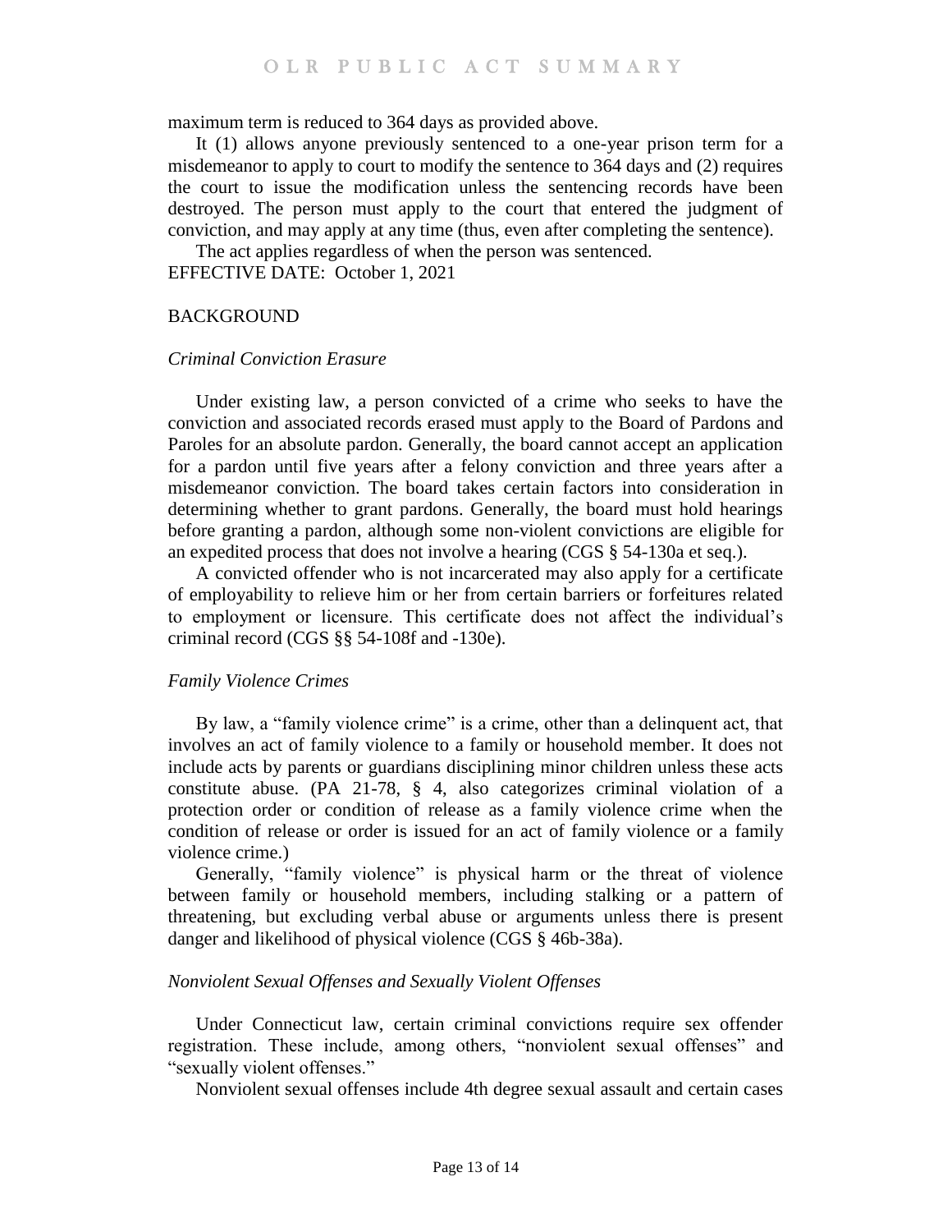maximum term is reduced to 364 days as provided above.

It (1) allows anyone previously sentenced to a one-year prison term for a misdemeanor to apply to court to modify the sentence to 364 days and (2) requires the court to issue the modification unless the sentencing records have been destroyed. The person must apply to the court that entered the judgment of conviction, and may apply at any time (thus, even after completing the sentence).

The act applies regardless of when the person was sentenced.

EFFECTIVE DATE: October 1, 2021

## BACKGROUND

### *Criminal Conviction Erasure*

Under existing law, a person convicted of a crime who seeks to have the conviction and associated records erased must apply to the Board of Pardons and Paroles for an absolute pardon. Generally, the board cannot accept an application for a pardon until five years after a felony conviction and three years after a misdemeanor conviction. The board takes certain factors into consideration in determining whether to grant pardons. Generally, the board must hold hearings before granting a pardon, although some non-violent convictions are eligible for an expedited process that does not involve a hearing (CGS § 54-130a et seq.).

A convicted offender who is not incarcerated may also apply for a certificate of employability to relieve him or her from certain barriers or forfeitures related to employment or licensure. This certificate does not affect the individual's criminal record (CGS §§ 54-108f and -130e).

### *Family Violence Crimes*

By law, a "family violence crime" is a crime, other than a delinquent act, that involves an act of family violence to a family or household member. It does not include acts by parents or guardians disciplining minor children unless these acts constitute abuse. (PA 21-78, § 4, also categorizes criminal violation of a protection order or condition of release as a family violence crime when the condition of release or order is issued for an act of family violence or a family violence crime.)

Generally, "family violence" is physical harm or the threat of violence between family or household members, including stalking or a pattern of threatening, but excluding verbal abuse or arguments unless there is present danger and likelihood of physical violence (CGS § 46b-38a).

### *Nonviolent Sexual Offenses and Sexually Violent Offenses*

Under Connecticut law, certain criminal convictions require sex offender registration. These include, among others, "nonviolent sexual offenses" and "sexually violent offenses."

Nonviolent sexual offenses include 4th degree sexual assault and certain cases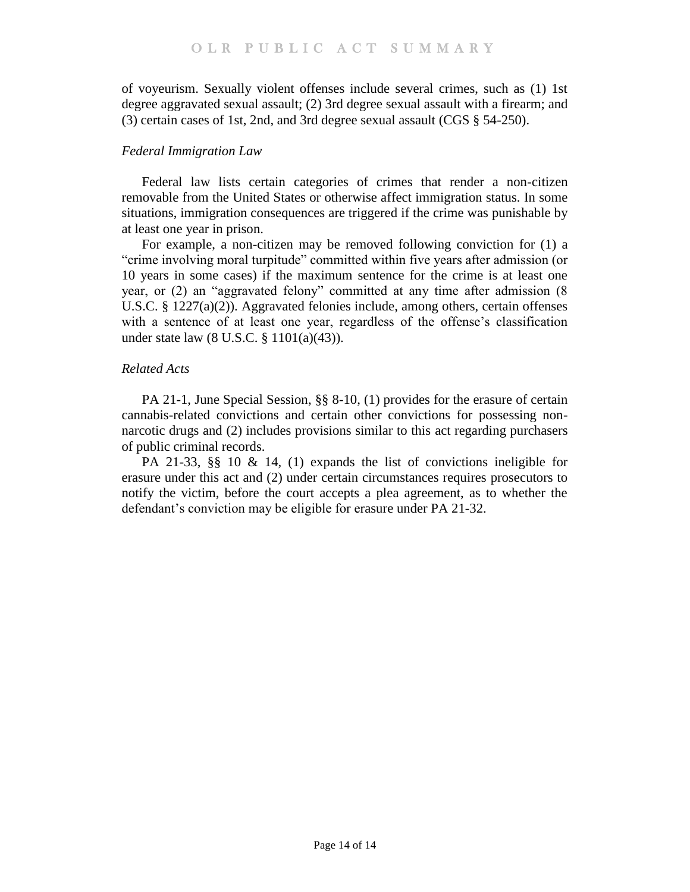of voyeurism. Sexually violent offenses include several crimes, such as (1) 1st degree aggravated sexual assault; (2) 3rd degree sexual assault with a firearm; and (3) certain cases of 1st, 2nd, and 3rd degree sexual assault (CGS § 54-250).

*Federal Immigration Law*

Federal law lists certain categories of crimes that render a non-citizen removable from the United States or otherwise affect immigration status. In some situations, immigration consequences are triggered if the crime was punishable by at least one year in prison.

For example, a non-citizen may be removed following conviction for (1) a "crime involving moral turpitude" committed within five years after admission (or 10 years in some cases) if the maximum sentence for the crime is at least one year, or (2) an "aggravated felony" committed at any time after admission (8 U.S.C. § 1227(a)(2)). Aggravated felonies include, among others, certain offenses with a sentence of at least one year, regardless of the offense's classification under state law (8 U.S.C. § 1101(a)(43)).

*Related Acts*

PA 21-1, June Special Session, §§ 8-10, (1) provides for the erasure of certain cannabis-related convictions and certain other convictions for possessing non-narcotic drugs and (2) includes provisions similar to this act regarding purchasers of public criminal records.

PA 21-33, §§ 10 & 14, (1) expands the list of convictions ineligible for erasure under this act and (2) under certain circumstances requires prosecutors to notify the victim, before the court accepts a plea agreement, as to whether the defendant's conviction may be eligible for erasure under PA 21-32.